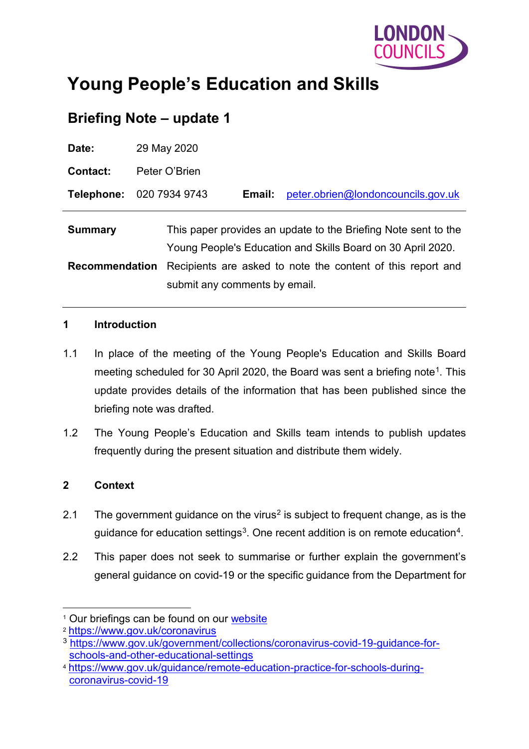LONDON COUNCILS

# Young People's Education and Skills

## Briefing Note – update 1

**Date:** 29 May 2020

**Contact:** Peter O'Brien

**Telephone:** 020 7934 9743 **Email:** peter.obrien@londoncouncils.gov.uk

| | |
|---|---|
| **Summary** | This paper provides an update to the Briefing Note sent to the Young People's Education and Skills Board on 30 April 2020. |
| **Recommendation** | Recipients are asked to note the content of this report and submit any comments by email. |

### 1 Introduction

1.1 In place of the meeting of the Young People's Education and Skills Board meeting scheduled for 30 April 2020, the Board was sent a briefing note[1]. This update provides details of the information that has been published since the briefing note was drafted.

1.2 The Young People's Education and Skills team intends to publish updates frequently during the present situation and distribute them widely.

### 2 Context

2.1 The government guidance on the virus[2] is subject to frequent change, as is the guidance for education settings[3]. One recent addition is on remote education[4].

2.2 This paper does not seek to summarise or further explain the government's general guidance on covid-19 or the specific guidance from the Department for

---

[1] Our briefings can be found on our website

[2] https://www.gov.uk/coronavirus

[3] https://www.gov.uk/government/collections/coronavirus-covid-19-guidance-for-schools-and-other-educational-settings

[4] https://www.gov.uk/guidance/remote-education-practice-for-schools-during-coronavirus-covid-19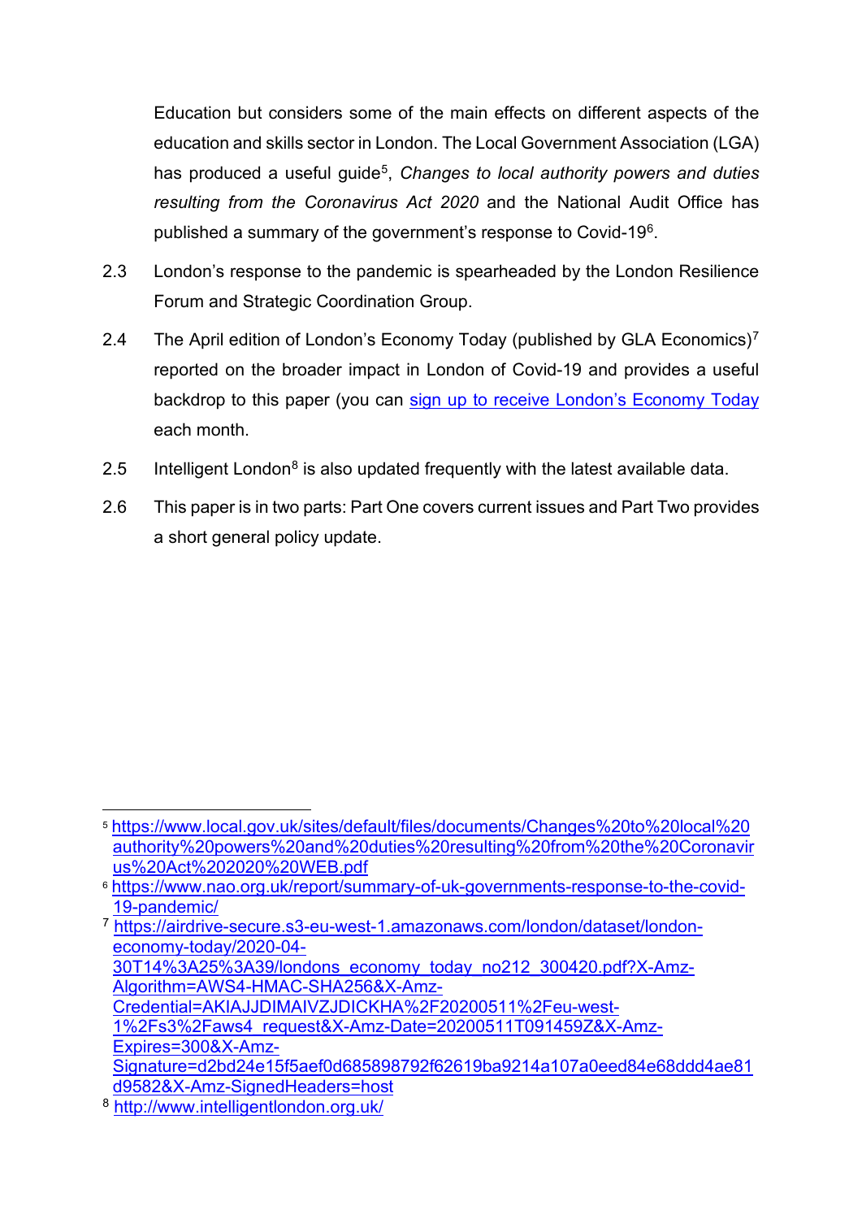Education but considers some of the main effects on different aspects of the education and skills sector in London. The Local Government Association (LGA) has produced a useful guide[5], *Changes to local authority powers and duties resulting from the Coronavirus Act 2020* and the National Audit Office has published a summary of the government's response to Covid-19[6].

2.3 London's response to the pandemic is spearheaded by the London Resilience Forum and Strategic Coordination Group.

2.4 The April edition of London's Economy Today (published by GLA Economics)[7] reported on the broader impact in London of Covid-19 and provides a useful backdrop to this paper (you can [sign up to receive London's Economy Today](#) each month.

2.5 Intelligent London[8] is also updated frequently with the latest available data.

2.6 This paper is in two parts: Part One covers current issues and Part Two provides a short general policy update.

---

[5] https://www.local.gov.uk/sites/default/files/documents/Changes%20to%20local%20authority%20powers%20and%20duties%20resulting%20from%20the%20Coronavirus%20Act%202020%20WEB.pdf

[6] https://www.nao.org.uk/report/summary-of-uk-governments-response-to-the-covid-19-pandemic/

[7] https://airdrive-secure.s3-eu-west-1.amazonaws.com/london/dataset/london-economy-today/2020-04-30T14%3A25%3A39/londons_economy_today_no212_300420.pdf?X-Amz-Algorithm=AWS4-HMAC-SHA256&X-Amz-Credential=AKIAJJDIMAIVZJDICKHA%2F20200511%2Feu-west-1%2Fs3%2Faws4_request&X-Amz-Date=20200511T091459Z&X-Amz-Expires=300&X-Amz-Signature=d2bd24e15f5aef0d685898792f62619ba9214a107a0eed84e68ddd4ae81d9582&X-Amz-SignedHeaders=host

[8] http://www.intelligentlondon.org.uk/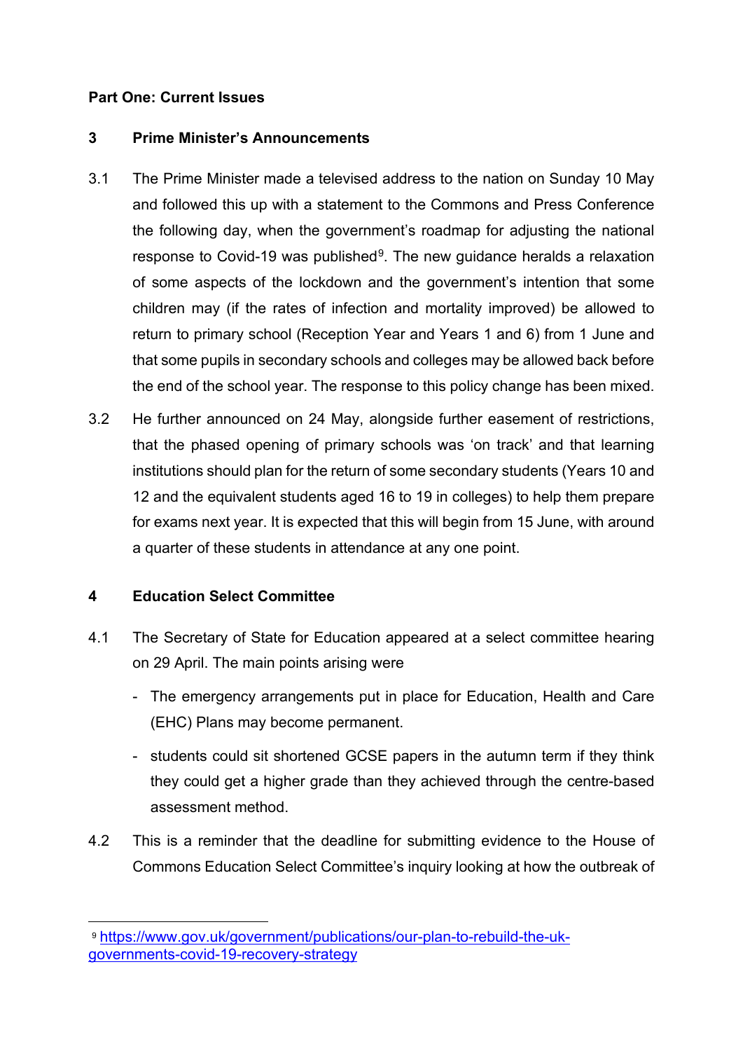**Part One: Current Issues**

**3 Prime Minister's Announcements**

3.1 The Prime Minister made a televised address to the nation on Sunday 10 May and followed this up with a statement to the Commons and Press Conference the following day, when the government's roadmap for adjusting the national response to Covid-19 was published[9]. The new guidance heralds a relaxation of some aspects of the lockdown and the government's intention that some children may (if the rates of infection and mortality improved) be allowed to return to primary school (Reception Year and Years 1 and 6) from 1 June and that some pupils in secondary schools and colleges may be allowed back before the end of the school year. The response to this policy change has been mixed.

3.2 He further announced on 24 May, alongside further easement of restrictions, that the phased opening of primary schools was 'on track' and that learning institutions should plan for the return of some secondary students (Years 10 and 12 and the equivalent students aged 16 to 19 in colleges) to help them prepare for exams next year. It is expected that this will begin from 15 June, with around a quarter of these students in attendance at any one point.

**4 Education Select Committee**

4.1 The Secretary of State for Education appeared at a select committee hearing on 29 April. The main points arising were

- The emergency arrangements put in place for Education, Health and Care (EHC) Plans may become permanent.
- students could sit shortened GCSE papers in the autumn term if they think they could get a higher grade than they achieved through the centre-based assessment method.

4.2 This is a reminder that the deadline for submitting evidence to the House of Commons Education Select Committee's inquiry looking at how the outbreak of

---

[9] https://www.gov.uk/government/publications/our-plan-to-rebuild-the-uk-governments-covid-19-recovery-strategy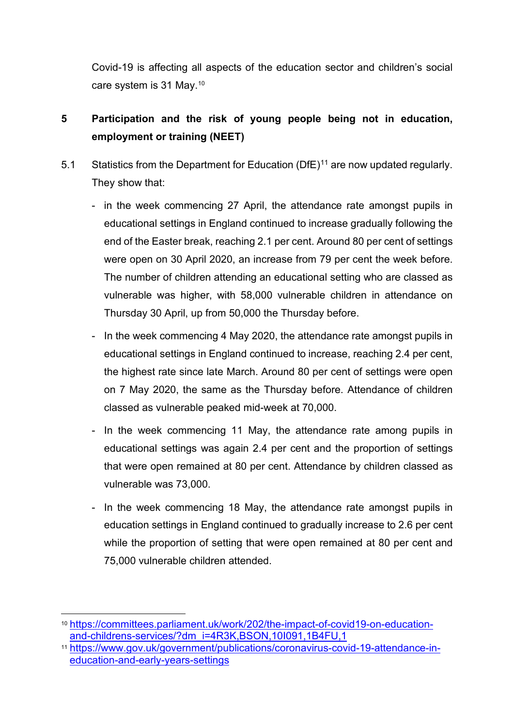Covid-19 is affecting all aspects of the education sector and children's social care system is 31 May.[10]

## 5 Participation and the risk of young people being not in education, employment or training (NEET)

5.1 Statistics from the Department for Education (DfE)[11] are now updated regularly. They show that:

- in the week commencing 27 April, the attendance rate amongst pupils in educational settings in England continued to increase gradually following the end of the Easter break, reaching 2.1 per cent. Around 80 per cent of settings were open on 30 April 2020, an increase from 79 per cent the week before. The number of children attending an educational setting who are classed as vulnerable was higher, with 58,000 vulnerable children in attendance on Thursday 30 April, up from 50,000 the Thursday before.
- In the week commencing 4 May 2020, the attendance rate amongst pupils in educational settings in England continued to increase, reaching 2.4 per cent, the highest rate since late March. Around 80 per cent of settings were open on 7 May 2020, the same as the Thursday before. Attendance of children classed as vulnerable peaked mid-week at 70,000.
- In the week commencing 11 May, the attendance rate among pupils in educational settings was again 2.4 per cent and the proportion of settings that were open remained at 80 per cent. Attendance by children classed as vulnerable was 73,000.
- In the week commencing 18 May, the attendance rate amongst pupils in education settings in England continued to gradually increase to 2.6 per cent while the proportion of setting that were open remained at 80 per cent and 75,000 vulnerable children attended.

---

[10] https://committees.parliament.uk/work/202/the-impact-of-covid19-on-education-and-childrens-services/?dm_i=4R3K,BSON,10I091,1B4FU,1

[11] https://www.gov.uk/government/publications/coronavirus-covid-19-attendance-in-education-and-early-years-settings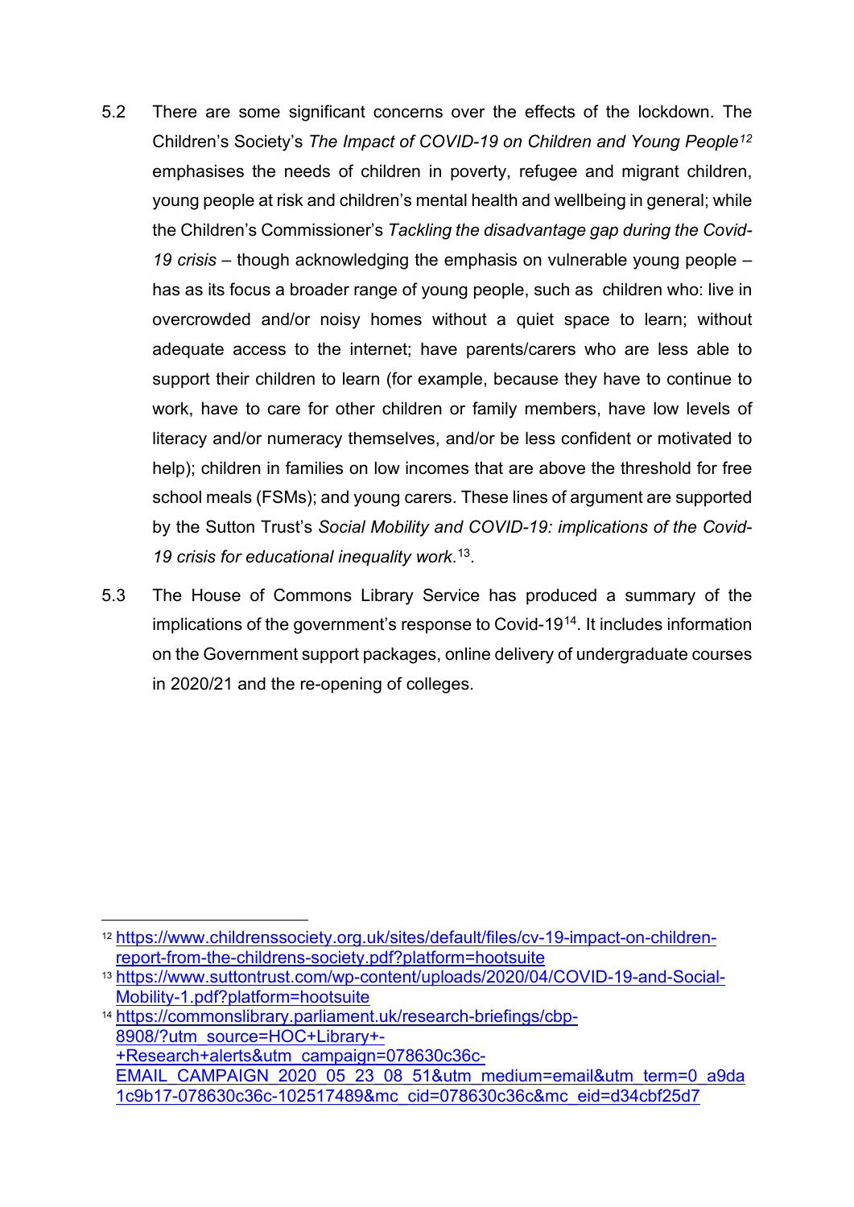5.2 There are some significant concerns over the effects of the lockdown. The Children's Society's *The Impact of COVID-19 on Children and Young People*[12] emphasises the needs of children in poverty, refugee and migrant children, young people at risk and children's mental health and wellbeing in general; while the Children's Commissioner's *Tackling the disadvantage gap during the Covid-19 crisis* – though acknowledging the emphasis on vulnerable young people – has as its focus a broader range of young people, such as children who: live in overcrowded and/or noisy homes without a quiet space to learn; without adequate access to the internet; have parents/carers who are less able to support their children to learn (for example, because they have to continue to work, have to care for other children or family members, have low levels of literacy and/or numeracy themselves, and/or be less confident or motivated to help); children in families on low incomes that are above the threshold for free school meals (FSMs); and young carers. These lines of argument are supported by the Sutton Trust's *Social Mobility and COVID-19: implications of the Covid-19 crisis for educational inequality work.*[13].

5.3 The House of Commons Library Service has produced a summary of the implications of the government's response to Covid-19[14]. It includes information on the Government support packages, online delivery of undergraduate courses in 2020/21 and the re-opening of colleges.

---

[12] https://www.childrenssociety.org.uk/sites/default/files/cv-19-impact-on-children-report-from-the-childrens-society.pdf?platform=hootsuite

[13] https://www.suttontrust.com/wp-content/uploads/2020/04/COVID-19-and-Social-Mobility-1.pdf?platform=hootsuite

[14] https://commonslibrary.parliament.uk/research-briefings/cbp-8908/?utm_source=HOC+Library+-+Research+alerts&utm_campaign=078630c36c-EMAIL_CAMPAIGN_2020_05_23_08_51&utm_medium=email&utm_term=0_a9da1c9b17-078630c36c-102517489&mc_cid=078630c36c&mc_eid=d34cbf25d7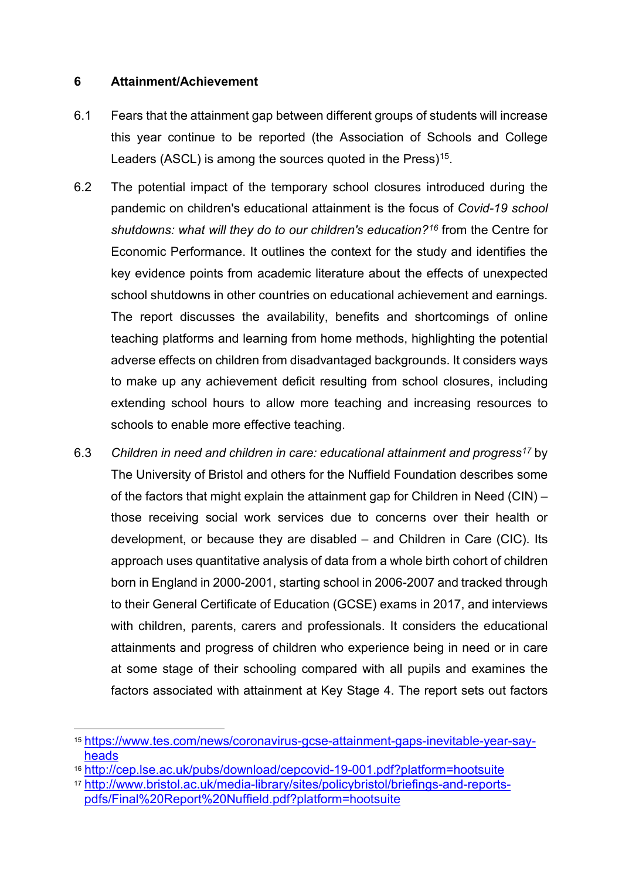## 6 Attainment/Achievement

6.1 Fears that the attainment gap between different groups of students will increase this year continue to be reported (the Association of Schools and College Leaders (ASCL) is among the sources quoted in the Press)[15].

6.2 The potential impact of the temporary school closures introduced during the pandemic on children's educational attainment is the focus of *Covid-19 school shutdowns: what will they do to our children's education?*[16] from the Centre for Economic Performance. It outlines the context for the study and identifies the key evidence points from academic literature about the effects of unexpected school shutdowns in other countries on educational achievement and earnings. The report discusses the availability, benefits and shortcomings of online teaching platforms and learning from home methods, highlighting the potential adverse effects on children from disadvantaged backgrounds. It considers ways to make up any achievement deficit resulting from school closures, including extending school hours to allow more teaching and increasing resources to schools to enable more effective teaching.

6.3 *Children in need and children in care: educational attainment and progress*[17] by The University of Bristol and others for the Nuffield Foundation describes some of the factors that might explain the attainment gap for Children in Need (CIN) – those receiving social work services due to concerns over their health or development, or because they are disabled – and Children in Care (CIC). Its approach uses quantitative analysis of data from a whole birth cohort of children born in England in 2000-2001, starting school in 2006-2007 and tracked through to their General Certificate of Education (GCSE) exams in 2017, and interviews with children, parents, carers and professionals. It considers the educational attainments and progress of children who experience being in need or in care at some stage of their schooling compared with all pupils and examines the factors associated with attainment at Key Stage 4. The report sets out factors

---

[15] https://www.tes.com/news/coronavirus-gcse-attainment-gaps-inevitable-year-say-heads

[16] http://cep.lse.ac.uk/pubs/download/cepcovid-19-001.pdf?platform=hootsuite

[17] http://www.bristol.ac.uk/media-library/sites/policybristol/briefings-and-reports-pdfs/Final%20Report%20Nuffield.pdf?platform=hootsuite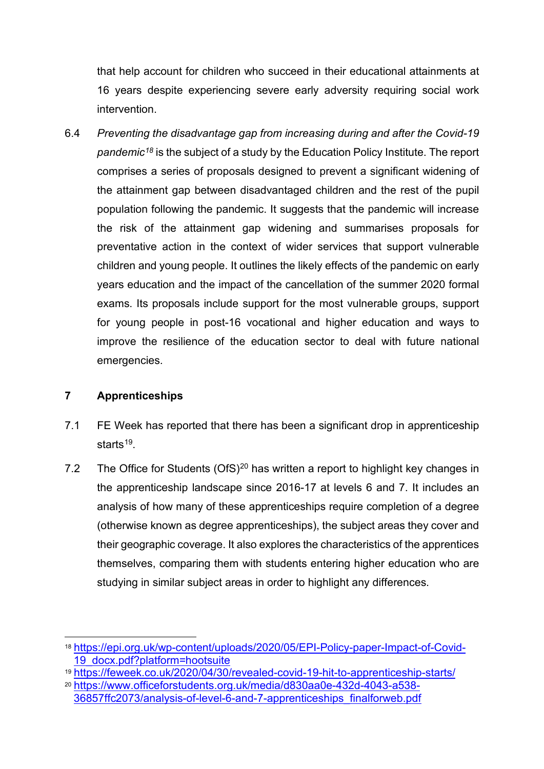that help account for children who succeed in their educational attainments at 16 years despite experiencing severe early adversity requiring social work intervention.

6.4 *Preventing the disadvantage gap from increasing during and after the Covid-19 pandemic*[18] is the subject of a study by the Education Policy Institute. The report comprises a series of proposals designed to prevent a significant widening of the attainment gap between disadvantaged children and the rest of the pupil population following the pandemic. It suggests that the pandemic will increase the risk of the attainment gap widening and summarises proposals for preventative action in the context of wider services that support vulnerable children and young people. It outlines the likely effects of the pandemic on early years education and the impact of the cancellation of the summer 2020 formal exams. Its proposals include support for the most vulnerable groups, support for young people in post-16 vocational and higher education and ways to improve the resilience of the education sector to deal with future national emergencies.

## 7 Apprenticeships

7.1 FE Week has reported that there has been a significant drop in apprenticeship starts[19].

7.2 The Office for Students (OfS)[20] has written a report to highlight key changes in the apprenticeship landscape since 2016-17 at levels 6 and 7. It includes an analysis of how many of these apprenticeships require completion of a degree (otherwise known as degree apprenticeships), the subject areas they cover and their geographic coverage. It also explores the characteristics of the apprentices themselves, comparing them with students entering higher education who are studying in similar subject areas in order to highlight any differences.

---

[18] https://epi.org.uk/wp-content/uploads/2020/05/EPI-Policy-paper-Impact-of-Covid-19_docx.pdf?platform=hootsuite

[19] https://feweek.co.uk/2020/04/30/revealed-covid-19-hit-to-apprenticeship-starts/

[20] https://www.officeforstudents.org.uk/media/d830aa0e-432d-4043-a538-36857ffc2073/analysis-of-level-6-and-7-apprenticeships_finalforweb.pdf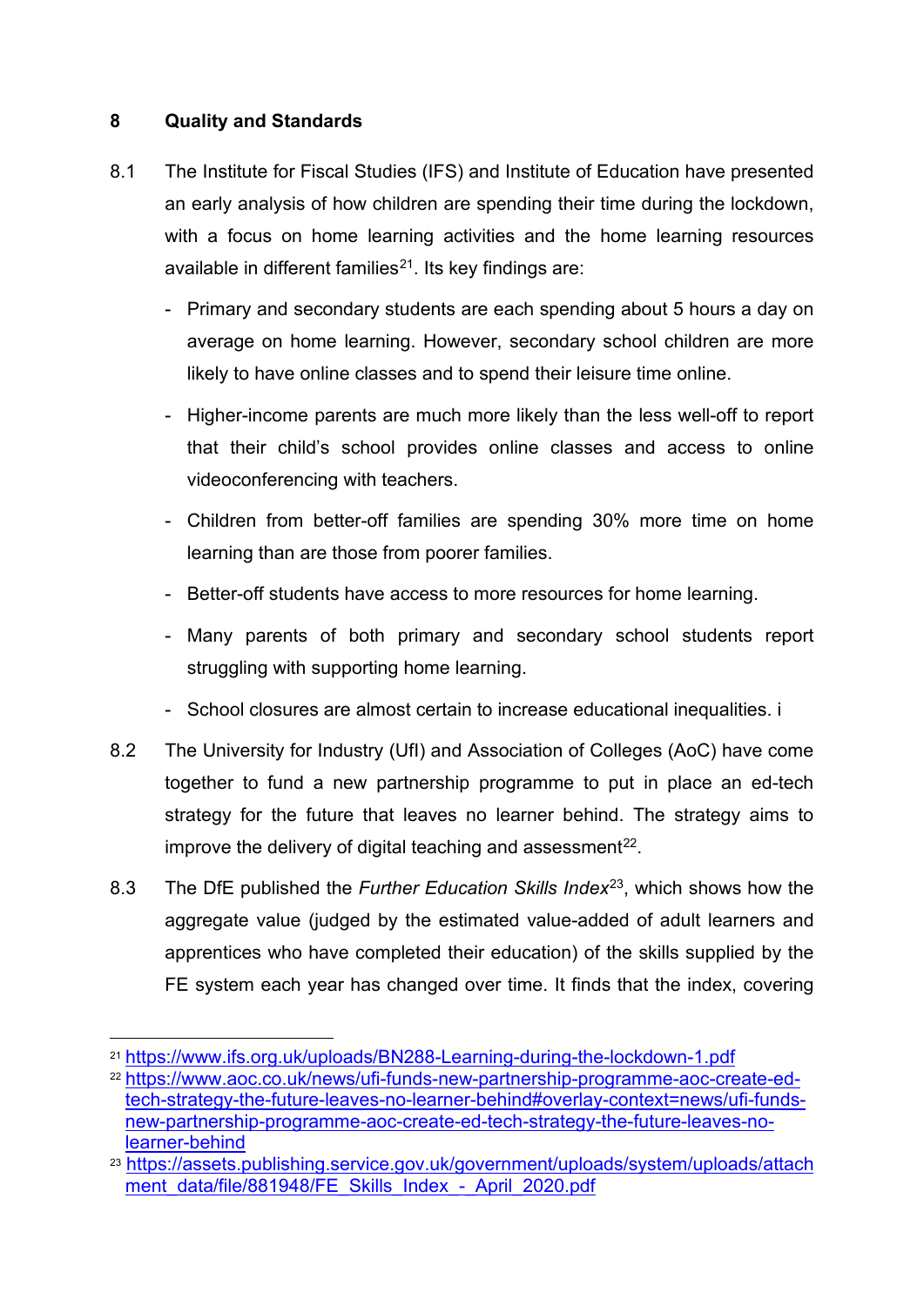## 8 Quality and Standards

8.1 The Institute for Fiscal Studies (IFS) and Institute of Education have presented an early analysis of how children are spending their time during the lockdown, with a focus on home learning activities and the home learning resources available in different families[21]. Its key findings are:

- Primary and secondary students are each spending about 5 hours a day on average on home learning. However, secondary school children are more likely to have online classes and to spend their leisure time online.
- Higher-income parents are much more likely than the less well-off to report that their child's school provides online classes and access to online videoconferencing with teachers.
- Children from better-off families are spending 30% more time on home learning than are those from poorer families.
- Better-off students have access to more resources for home learning.
- Many parents of both primary and secondary school students report struggling with supporting home learning.
- School closures are almost certain to increase educational inequalities. i

8.2 The University for Industry (UfI) and Association of Colleges (AoC) have come together to fund a new partnership programme to put in place an ed-tech strategy for the future that leaves no learner behind. The strategy aims to improve the delivery of digital teaching and assessment[22].

8.3 The DfE published the *Further Education Skills Index*[23], which shows how the aggregate value (judged by the estimated value-added of adult learners and apprentices who have completed their education) of the skills supplied by the FE system each year has changed over time. It finds that the index, covering

---

[21] https://www.ifs.org.uk/uploads/BN288-Learning-during-the-lockdown-1.pdf

[22] https://www.aoc.co.uk/news/ufi-funds-new-partnership-programme-aoc-create-ed-tech-strategy-the-future-leaves-no-learner-behind#overlay-context=news/ufi-funds-new-partnership-programme-aoc-create-ed-tech-strategy-the-future-leaves-no-learner-behind

[23] https://assets.publishing.service.gov.uk/government/uploads/system/uploads/attachment_data/file/881948/FE_Skills_Index_-_April_2020.pdf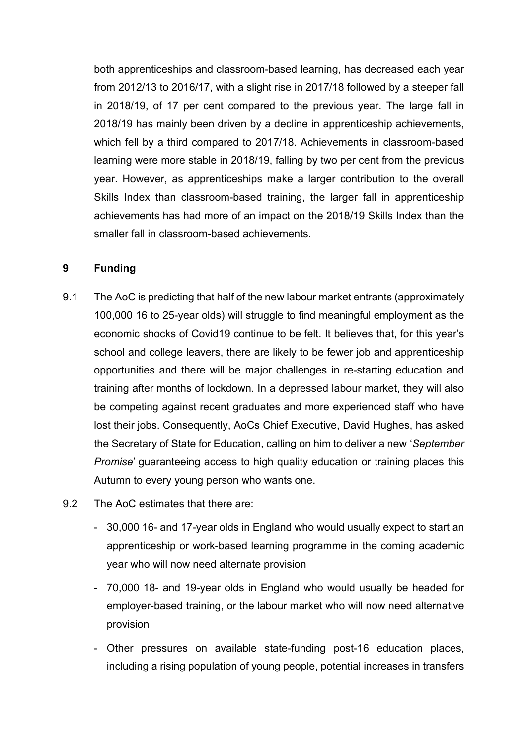both apprenticeships and classroom-based learning, has decreased each year from 2012/13 to 2016/17, with a slight rise in 2017/18 followed by a steeper fall in 2018/19, of 17 per cent compared to the previous year. The large fall in 2018/19 has mainly been driven by a decline in apprenticeship achievements, which fell by a third compared to 2017/18. Achievements in classroom-based learning were more stable in 2018/19, falling by two per cent from the previous year. However, as apprenticeships make a larger contribution to the overall Skills Index than classroom-based training, the larger fall in apprenticeship achievements has had more of an impact on the 2018/19 Skills Index than the smaller fall in classroom-based achievements.

## 9 Funding

9.1 The AoC is predicting that half of the new labour market entrants (approximately 100,000 16 to 25-year olds) will struggle to find meaningful employment as the economic shocks of Covid19 continue to be felt. It believes that, for this year's school and college leavers, there are likely to be fewer job and apprenticeship opportunities and there will be major challenges in re-starting education and training after months of lockdown. In a depressed labour market, they will also be competing against recent graduates and more experienced staff who have lost their jobs. Consequently, AoCs Chief Executive, David Hughes, has asked the Secretary of State for Education, calling on him to deliver a new '*September Promise*' guaranteeing access to high quality education or training places this Autumn to every young person who wants one.

9.2 The AoC estimates that there are:

- 30,000 16- and 17-year olds in England who would usually expect to start an apprenticeship or work-based learning programme in the coming academic year who will now need alternate provision
- 70,000 18- and 19-year olds in England who would usually be headed for employer-based training, or the labour market who will now need alternative provision
- Other pressures on available state-funding post-16 education places, including a rising population of young people, potential increases in transfers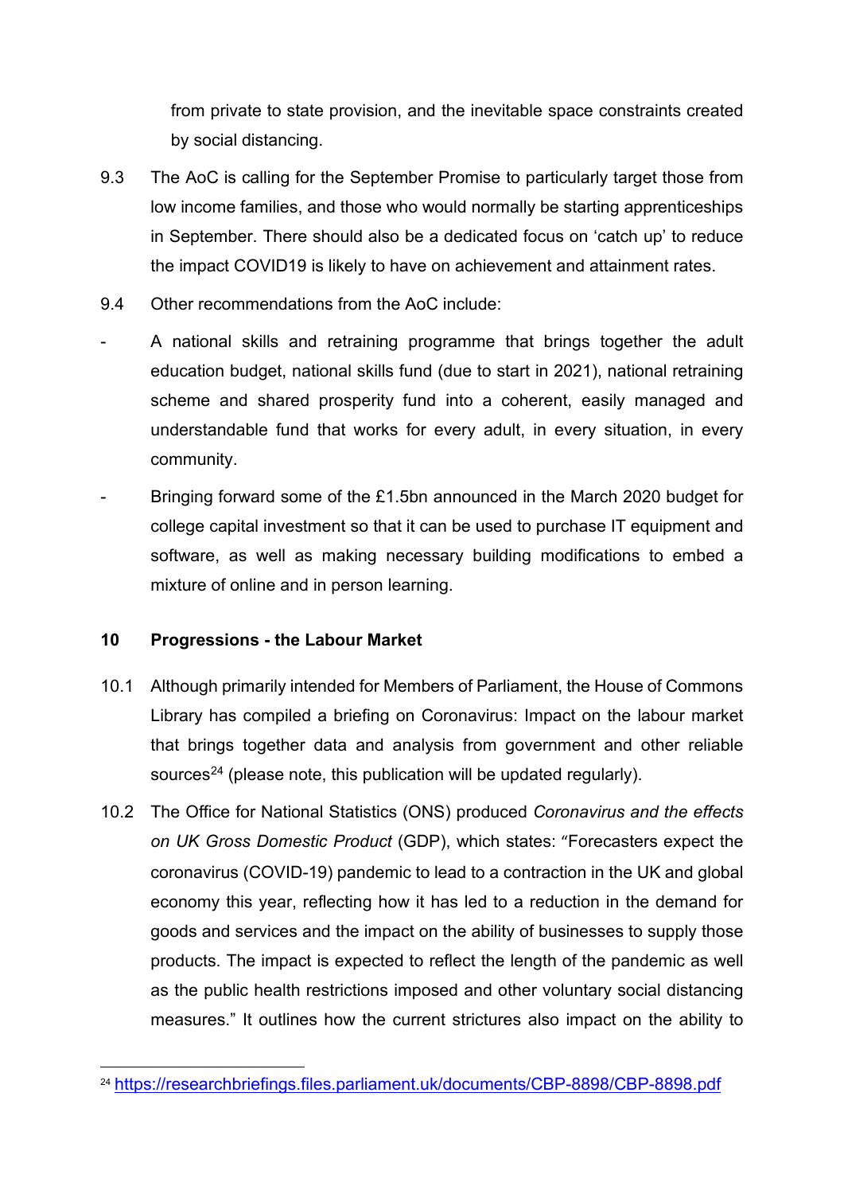from private to state provision, and the inevitable space constraints created by social distancing.

9.3 The AoC is calling for the September Promise to particularly target those from low income families, and those who would normally be starting apprenticeships in September. There should also be a dedicated focus on 'catch up' to reduce the impact COVID19 is likely to have on achievement and attainment rates.

9.4 Other recommendations from the AoC include:

- A national skills and retraining programme that brings together the adult education budget, national skills fund (due to start in 2021), national retraining scheme and shared prosperity fund into a coherent, easily managed and understandable fund that works for every adult, in every situation, in every community.
- Bringing forward some of the £1.5bn announced in the March 2020 budget for college capital investment so that it can be used to purchase IT equipment and software, as well as making necessary building modifications to embed a mixture of online and in person learning.

## 10 Progressions - the Labour Market

10.1 Although primarily intended for Members of Parliament, the House of Commons Library has compiled a briefing on Coronavirus: Impact on the labour market that brings together data and analysis from government and other reliable sources[24] (please note, this publication will be updated regularly).

10.2 The Office for National Statistics (ONS) produced *Coronavirus and the effects on UK Gross Domestic Product* (GDP), which states: "Forecasters expect the coronavirus (COVID-19) pandemic to lead to a contraction in the UK and global economy this year, reflecting how it has led to a reduction in the demand for goods and services and the impact on the ability of businesses to supply those products. The impact is expected to reflect the length of the pandemic as well as the public health restrictions imposed and other voluntary social distancing measures." It outlines how the current strictures also impact on the ability to

[24] https://researchbriefings.files.parliament.uk/documents/CBP-8898/CBP-8898.pdf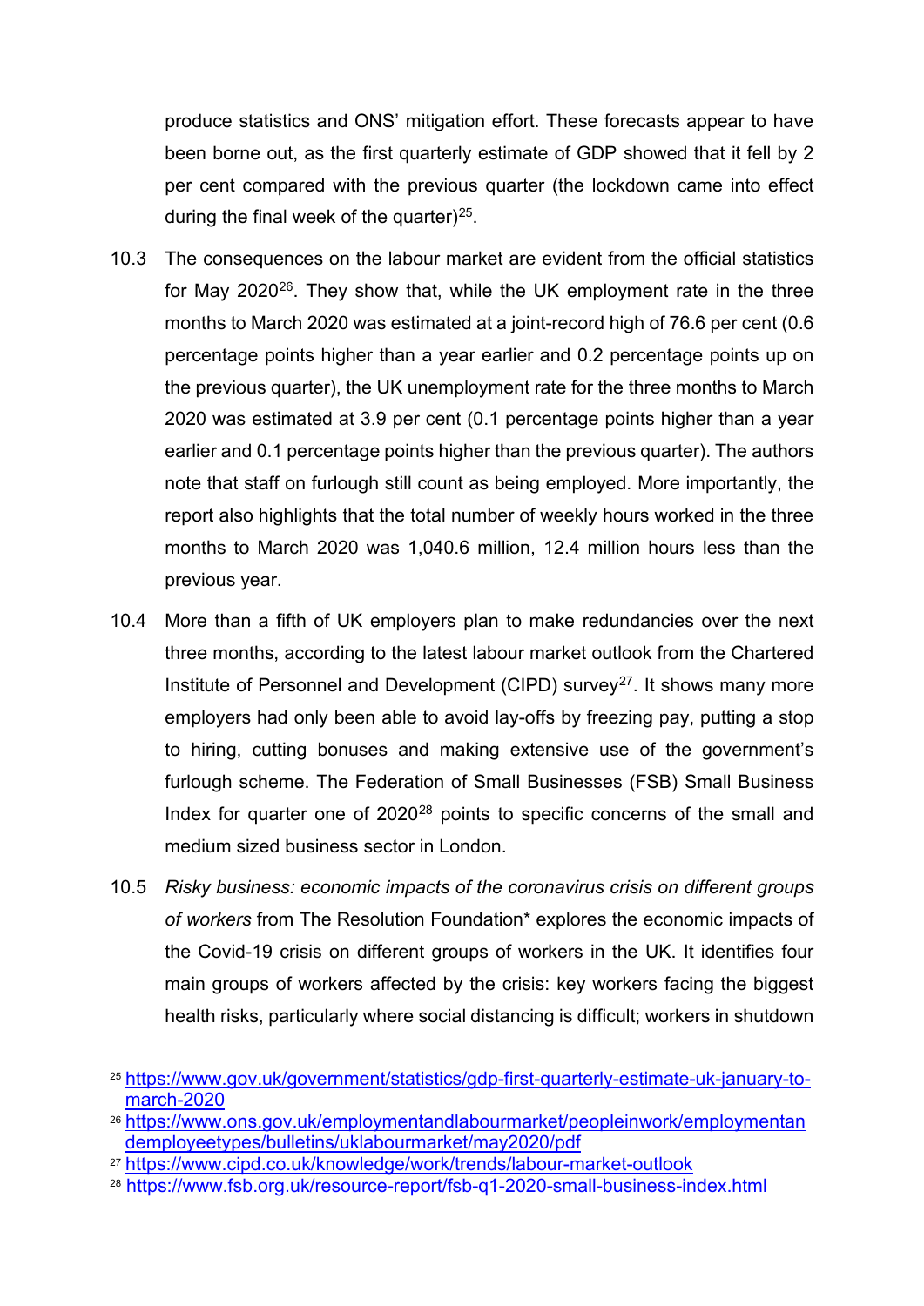produce statistics and ONS' mitigation effort. These forecasts appear to have been borne out, as the first quarterly estimate of GDP showed that it fell by 2 per cent compared with the previous quarter (the lockdown came into effect during the final week of the quarter)[25].

10.3 The consequences on the labour market are evident from the official statistics for May 2020[26]. They show that, while the UK employment rate in the three months to March 2020 was estimated at a joint-record high of 76.6 per cent (0.6 percentage points higher than a year earlier and 0.2 percentage points up on the previous quarter), the UK unemployment rate for the three months to March 2020 was estimated at 3.9 per cent (0.1 percentage points higher than a year earlier and 0.1 percentage points higher than the previous quarter). The authors note that staff on furlough still count as being employed. More importantly, the report also highlights that the total number of weekly hours worked in the three months to March 2020 was 1,040.6 million, 12.4 million hours less than the previous year.

10.4 More than a fifth of UK employers plan to make redundancies over the next three months, according to the latest labour market outlook from the Chartered Institute of Personnel and Development (CIPD) survey[27]. It shows many more employers had only been able to avoid lay-offs by freezing pay, putting a stop to hiring, cutting bonuses and making extensive use of the government's furlough scheme. The Federation of Small Businesses (FSB) Small Business Index for quarter one of 2020[28] points to specific concerns of the small and medium sized business sector in London.

10.5 *Risky business: economic impacts of the coronavirus crisis on different groups of workers* from The Resolution Foundation* explores the economic impacts of the Covid-19 crisis on different groups of workers in the UK. It identifies four main groups of workers affected by the crisis: key workers facing the biggest health risks, particularly where social distancing is difficult; workers in shutdown

---

[25] https://www.gov.uk/government/statistics/gdp-first-quarterly-estimate-uk-january-to-march-2020

[26] https://www.ons.gov.uk/employmentandlabourmarket/peopleinwork/employmentandemployeetypes/bulletins/uklabourmarket/may2020/pdf

[27] https://www.cipd.co.uk/knowledge/work/trends/labour-market-outlook

[28] https://www.fsb.org.uk/resource-report/fsb-q1-2020-small-business-index.html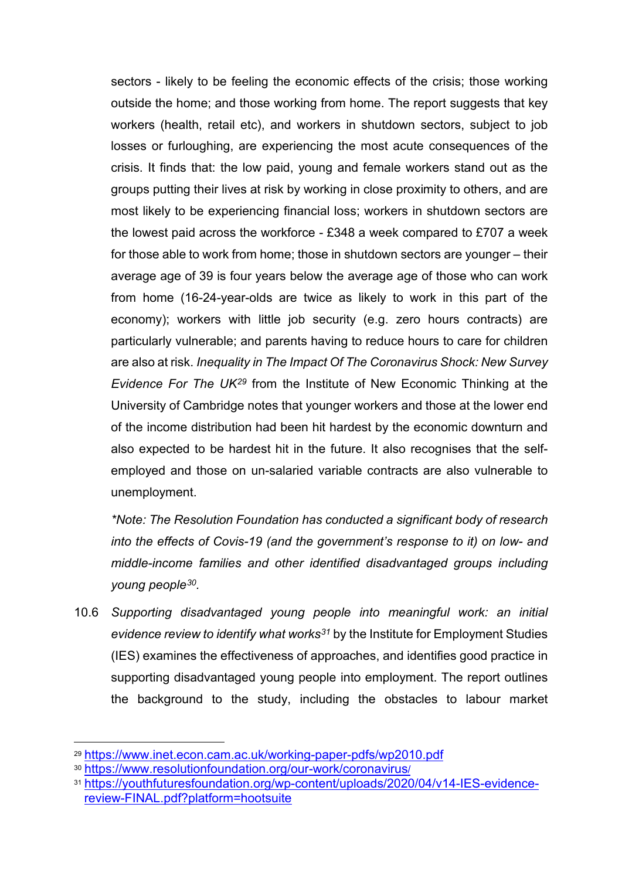sectors - likely to be feeling the economic effects of the crisis; those working outside the home; and those working from home. The report suggests that key workers (health, retail etc), and workers in shutdown sectors, subject to job losses or furloughing, are experiencing the most acute consequences of the crisis. It finds that: the low paid, young and female workers stand out as the groups putting their lives at risk by working in close proximity to others, and are most likely to be experiencing financial loss; workers in shutdown sectors are the lowest paid across the workforce - £348 a week compared to £707 a week for those able to work from home; those in shutdown sectors are younger – their average age of 39 is four years below the average age of those who can work from home (16-24-year-olds are twice as likely to work in this part of the economy); workers with little job security (e.g. zero hours contracts) are particularly vulnerable; and parents having to reduce hours to care for children are also at risk. *Inequality in The Impact Of The Coronavirus Shock: New Survey Evidence For The UK*[29] from the Institute of New Economic Thinking at the University of Cambridge notes that younger workers and those at the lower end of the income distribution had been hit hardest by the economic downturn and also expected to be hardest hit in the future. It also recognises that the self-employed and those on un-salaried variable contracts are also vulnerable to unemployment.

*\*Note: The Resolution Foundation has conducted a significant body of research into the effects of Covis-19 (and the government's response to it) on low- and middle-income families and other identified disadvantaged groups including young people*[30].

10.6 *Supporting disadvantaged young people into meaningful work: an initial evidence review to identify what works*[31] by the Institute for Employment Studies (IES) examines the effectiveness of approaches, and identifies good practice in supporting disadvantaged young people into employment. The report outlines the background to the study, including the obstacles to labour market

---

[29] https://www.inet.econ.cam.ac.uk/working-paper-pdfs/wp2010.pdf

[30] https://www.resolutionfoundation.org/our-work/coronavirus/

[31] https://youthfuturesfoundation.org/wp-content/uploads/2020/04/v14-IES-evidence-review-FINAL.pdf?platform=hootsuite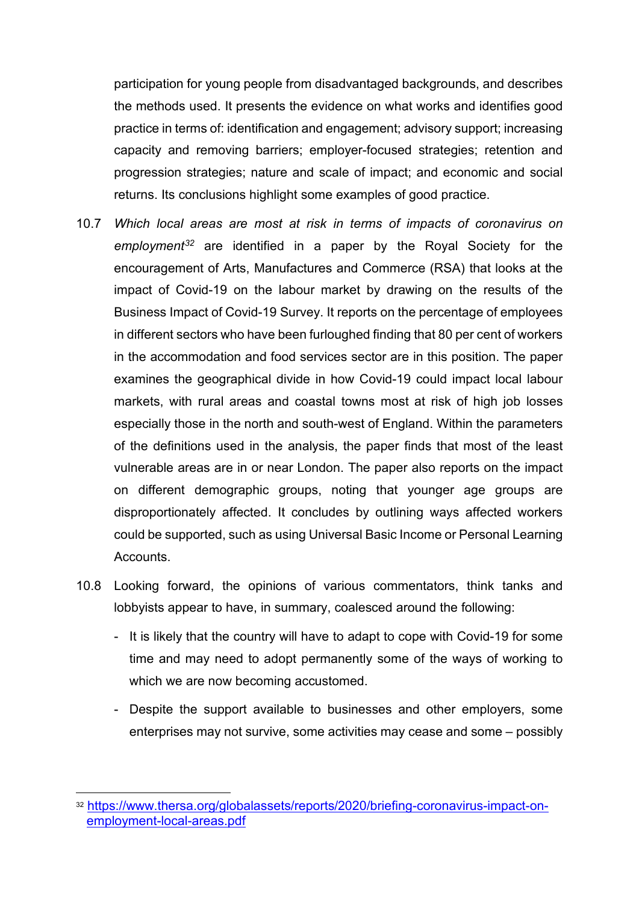participation for young people from disadvantaged backgrounds, and describes the methods used. It presents the evidence on what works and identifies good practice in terms of: identification and engagement; advisory support; increasing capacity and removing barriers; employer-focused strategies; retention and progression strategies; nature and scale of impact; and economic and social returns. Its conclusions highlight some examples of good practice.

10.7 *Which local areas are most at risk in terms of impacts of coronavirus on employment*[32] are identified in a paper by the Royal Society for the encouragement of Arts, Manufactures and Commerce (RSA) that looks at the impact of Covid-19 on the labour market by drawing on the results of the Business Impact of Covid-19 Survey. It reports on the percentage of employees in different sectors who have been furloughed finding that 80 per cent of workers in the accommodation and food services sector are in this position. The paper examines the geographical divide in how Covid-19 could impact local labour markets, with rural areas and coastal towns most at risk of high job losses especially those in the north and south-west of England. Within the parameters of the definitions used in the analysis, the paper finds that most of the least vulnerable areas are in or near London. The paper also reports on the impact on different demographic groups, noting that younger age groups are disproportionately affected. It concludes by outlining ways affected workers could be supported, such as using Universal Basic Income or Personal Learning Accounts.

10.8 Looking forward, the opinions of various commentators, think tanks and lobbyists appear to have, in summary, coalesced around the following:

- It is likely that the country will have to adapt to cope with Covid-19 for some time and may need to adopt permanently some of the ways of working to which we are now becoming accustomed.
- Despite the support available to businesses and other employers, some enterprises may not survive, some activities may cease and some – possibly

[32] https://www.thersa.org/globalassets/reports/2020/briefing-coronavirus-impact-on-employment-local-areas.pdf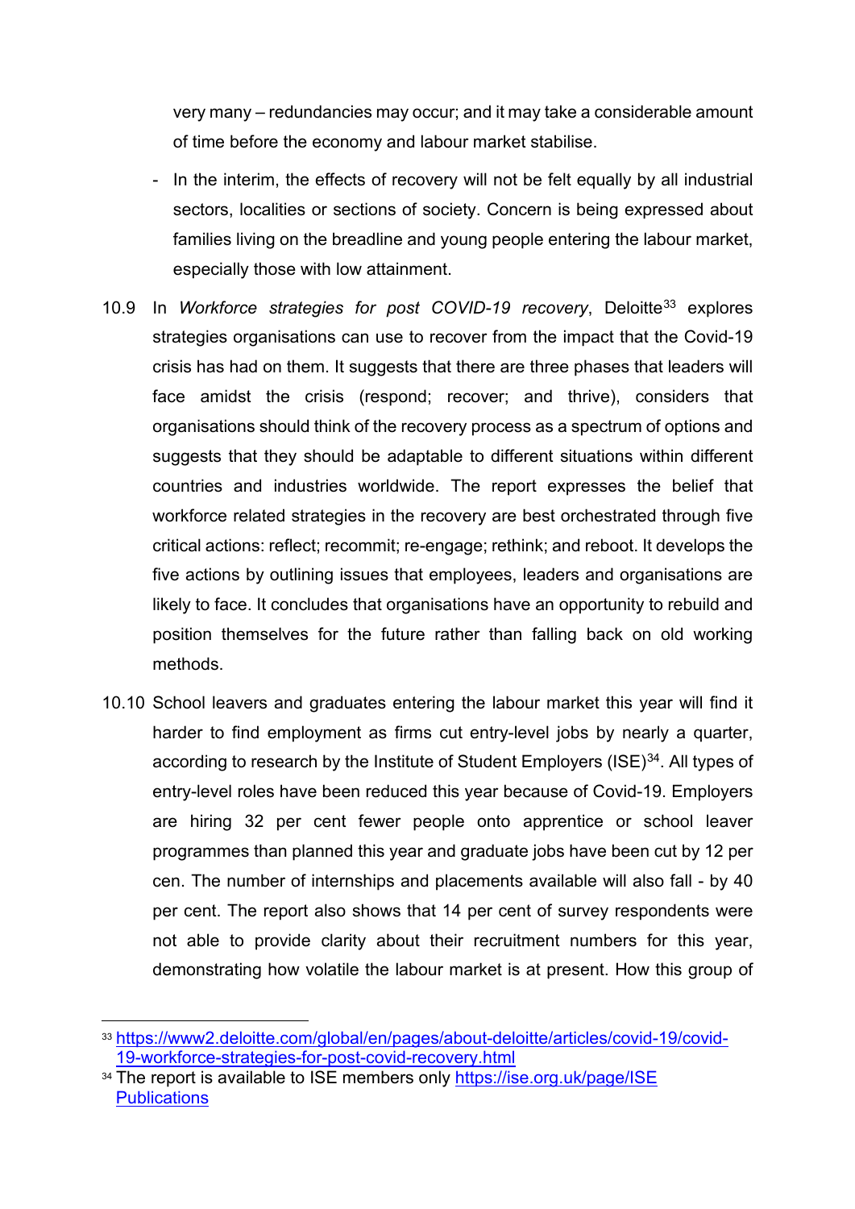very many – redundancies may occur; and it may take a considerable amount of time before the economy and labour market stabilise.

- In the interim, the effects of recovery will not be felt equally by all industrial sectors, localities or sections of society. Concern is being expressed about families living on the breadline and young people entering the labour market, especially those with low attainment.

10.9 In *Workforce strategies for post COVID-19 recovery*, Deloitte[33] explores strategies organisations can use to recover from the impact that the Covid-19 crisis has had on them. It suggests that there are three phases that leaders will face amidst the crisis (respond; recover; and thrive), considers that organisations should think of the recovery process as a spectrum of options and suggests that they should be adaptable to different situations within different countries and industries worldwide. The report expresses the belief that workforce related strategies in the recovery are best orchestrated through five critical actions: reflect; recommit; re-engage; rethink; and reboot. It develops the five actions by outlining issues that employees, leaders and organisations are likely to face. It concludes that organisations have an opportunity to rebuild and position themselves for the future rather than falling back on old working methods.

10.10 School leavers and graduates entering the labour market this year will find it harder to find employment as firms cut entry-level jobs by nearly a quarter, according to research by the Institute of Student Employers (ISE)[34]. All types of entry-level roles have been reduced this year because of Covid-19. Employers are hiring 32 per cent fewer people onto apprentice or school leaver programmes than planned this year and graduate jobs have been cut by 12 per cen. The number of internships and placements available will also fall - by 40 per cent. The report also shows that 14 per cent of survey respondents were not able to provide clarity about their recruitment numbers for this year, demonstrating how volatile the labour market is at present. How this group of

---

[33] https://www2.deloitte.com/global/en/pages/about-deloitte/articles/covid-19/covid-19-workforce-strategies-for-post-covid-recovery.html

[34] The report is available to ISE members only https://ise.org.uk/page/ISE Publications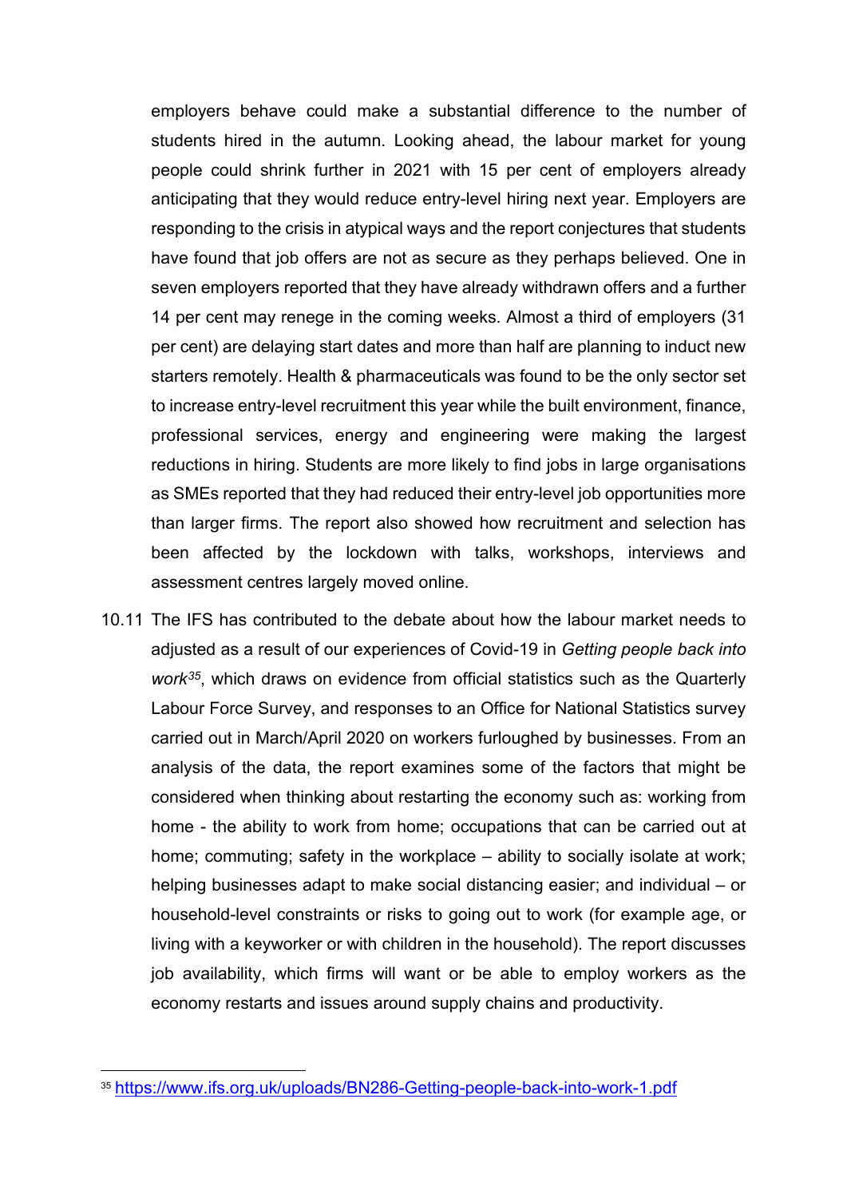employers behave could make a substantial difference to the number of students hired in the autumn. Looking ahead, the labour market for young people could shrink further in 2021 with 15 per cent of employers already anticipating that they would reduce entry-level hiring next year. Employers are responding to the crisis in atypical ways and the report conjectures that students have found that job offers are not as secure as they perhaps believed. One in seven employers reported that they have already withdrawn offers and a further 14 per cent may renege in the coming weeks. Almost a third of employers (31 per cent) are delaying start dates and more than half are planning to induct new starters remotely. Health & pharmaceuticals was found to be the only sector set to increase entry-level recruitment this year while the built environment, finance, professional services, energy and engineering were making the largest reductions in hiring. Students are more likely to find jobs in large organisations as SMEs reported that they had reduced their entry-level job opportunities more than larger firms. The report also showed how recruitment and selection has been affected by the lockdown with talks, workshops, interviews and assessment centres largely moved online.

10.11 The IFS has contributed to the debate about how the labour market needs to adjusted as a result of our experiences of Covid-19 in *Getting people back into work*[35], which draws on evidence from official statistics such as the Quarterly Labour Force Survey, and responses to an Office for National Statistics survey carried out in March/April 2020 on workers furloughed by businesses. From an analysis of the data, the report examines some of the factors that might be considered when thinking about restarting the economy such as: working from home - the ability to work from home; occupations that can be carried out at home; commuting; safety in the workplace – ability to socially isolate at work; helping businesses adapt to make social distancing easier; and individual – or household-level constraints or risks to going out to work (for example age, or living with a keyworker or with children in the household). The report discusses job availability, which firms will want or be able to employ workers as the economy restarts and issues around supply chains and productivity.

[35] https://www.ifs.org.uk/uploads/BN286-Getting-people-back-into-work-1.pdf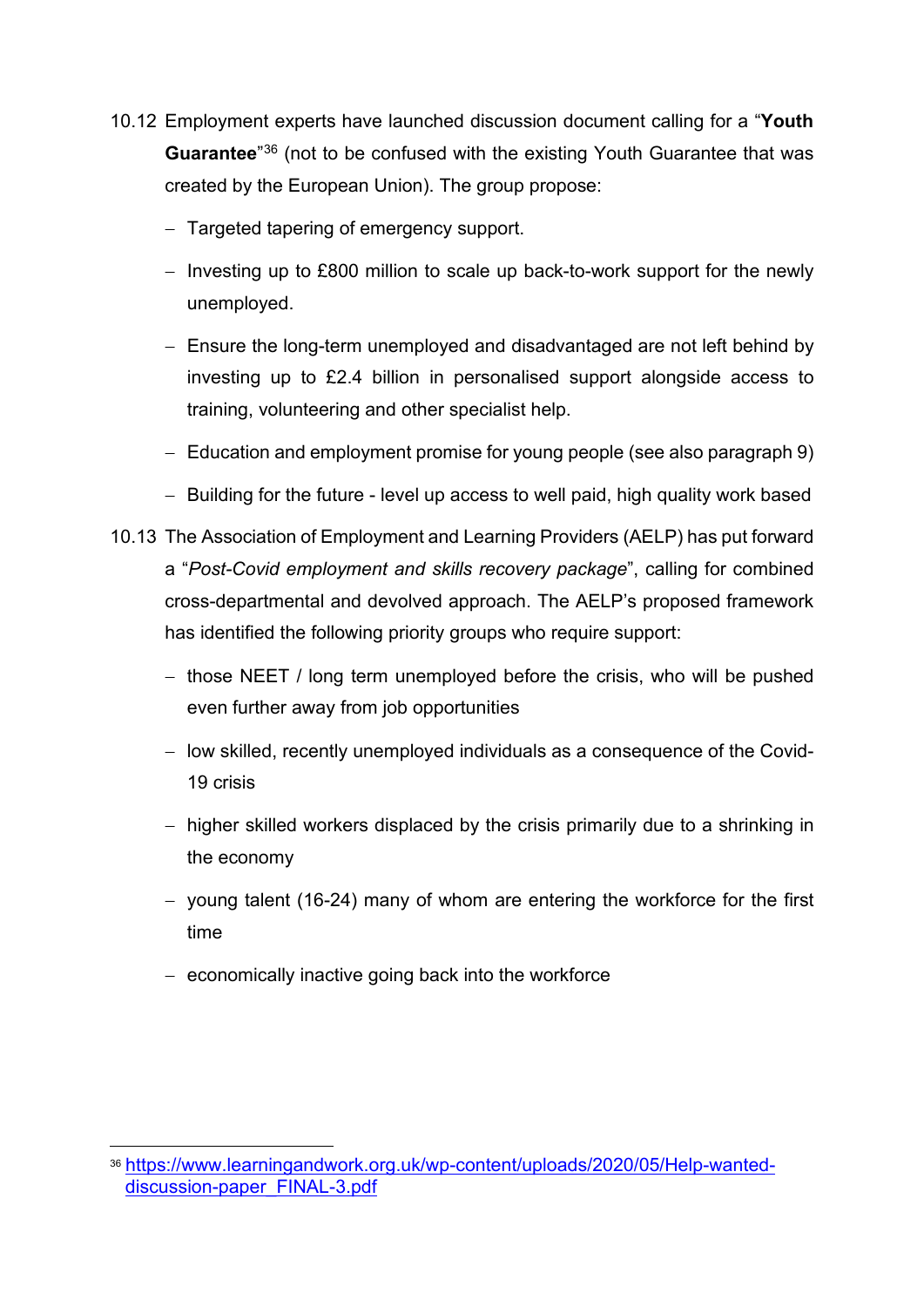10.12 Employment experts have launched discussion document calling for a "**Youth Guarantee**"[36] (not to be confused with the existing Youth Guarantee that was created by the European Union). The group propose:

- Targeted tapering of emergency support.
- Investing up to £800 million to scale up back-to-work support for the newly unemployed.
- Ensure the long-term unemployed and disadvantaged are not left behind by investing up to £2.4 billion in personalised support alongside access to training, volunteering and other specialist help.
- Education and employment promise for young people (see also paragraph 9)
- Building for the future - level up access to well paid, high quality work based

10.13 The Association of Employment and Learning Providers (AELP) has put forward a "*Post-Covid employment and skills recovery package*", calling for combined cross-departmental and devolved approach. The AELP's proposed framework has identified the following priority groups who require support:

- those NEET / long term unemployed before the crisis, who will be pushed even further away from job opportunities
- low skilled, recently unemployed individuals as a consequence of the Covid-19 crisis
- higher skilled workers displaced by the crisis primarily due to a shrinking in the economy
- young talent (16-24) many of whom are entering the workforce for the first time
- economically inactive going back into the workforce

---

[36] https://www.learningandwork.org.uk/wp-content/uploads/2020/05/Help-wanted-discussion-paper_FINAL-3.pdf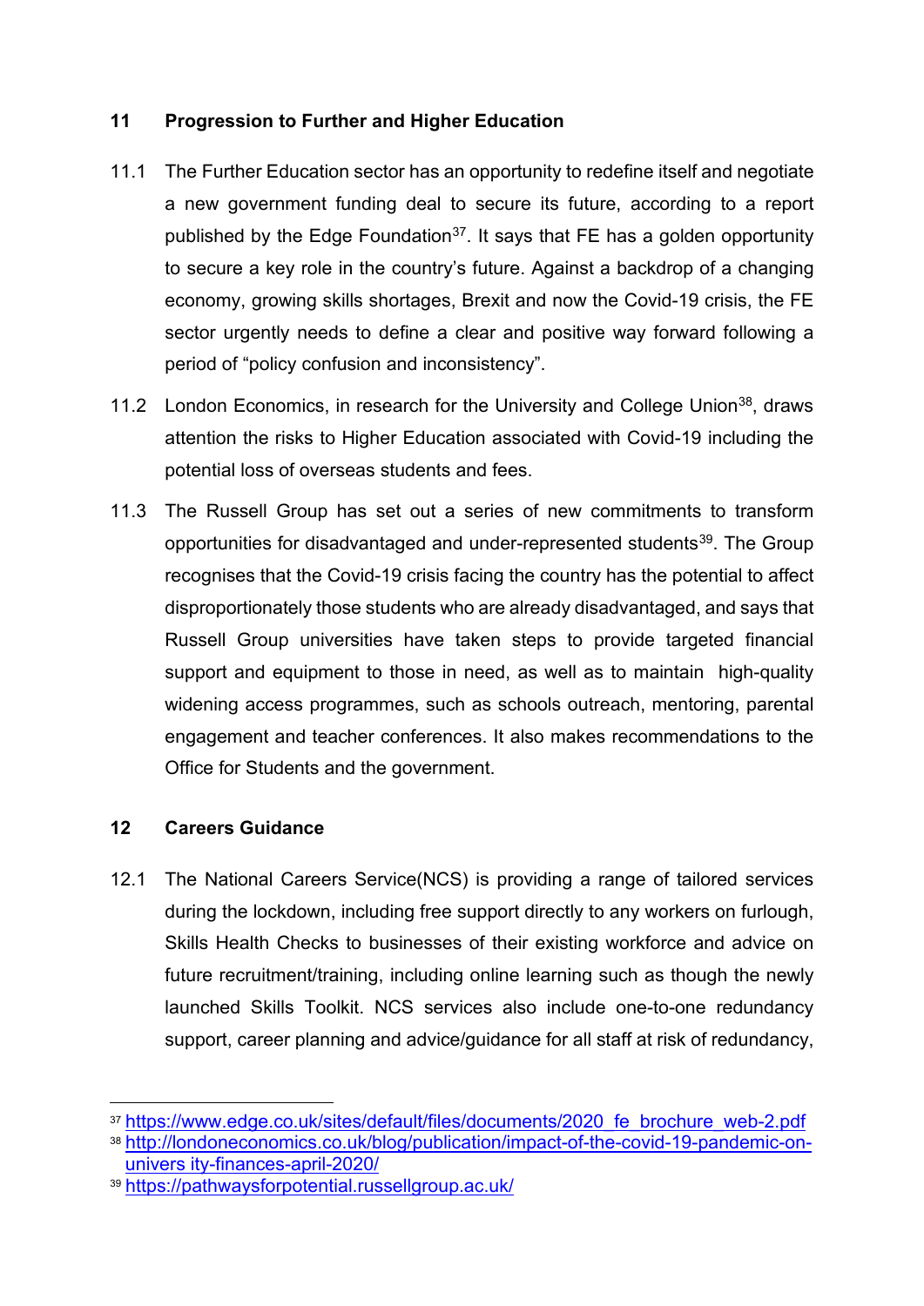## 11 Progression to Further and Higher Education

11.1 The Further Education sector has an opportunity to redefine itself and negotiate a new government funding deal to secure its future, according to a report published by the Edge Foundation[37]. It says that FE has a golden opportunity to secure a key role in the country's future. Against a backdrop of a changing economy, growing skills shortages, Brexit and now the Covid-19 crisis, the FE sector urgently needs to define a clear and positive way forward following a period of "policy confusion and inconsistency".

11.2 London Economics, in research for the University and College Union[38], draws attention the risks to Higher Education associated with Covid-19 including the potential loss of overseas students and fees.

11.3 The Russell Group has set out a series of new commitments to transform opportunities for disadvantaged and under-represented students[39]. The Group recognises that the Covid-19 crisis facing the country has the potential to affect disproportionately those students who are already disadvantaged, and says that Russell Group universities have taken steps to provide targeted financial support and equipment to those in need, as well as to maintain high-quality widening access programmes, such as schools outreach, mentoring, parental engagement and teacher conferences. It also makes recommendations to the Office for Students and the government.

## 12 Careers Guidance

12.1 The National Careers Service(NCS) is providing a range of tailored services during the lockdown, including free support directly to any workers on furlough, Skills Health Checks to businesses of their existing workforce and advice on future recruitment/training, including online learning such as though the newly launched Skills Toolkit. NCS services also include one-to-one redundancy support, career planning and advice/guidance for all staff at risk of redundancy,

---

[37] https://www.edge.co.uk/sites/default/files/documents/2020_fe_brochure_web-2.pdf

[38] http://londoneconomics.co.uk/blog/publication/impact-of-the-covid-19-pandemic-on-univers ity-finances-april-2020/

[39] https://pathwaysforpotential.russellgroup.ac.uk/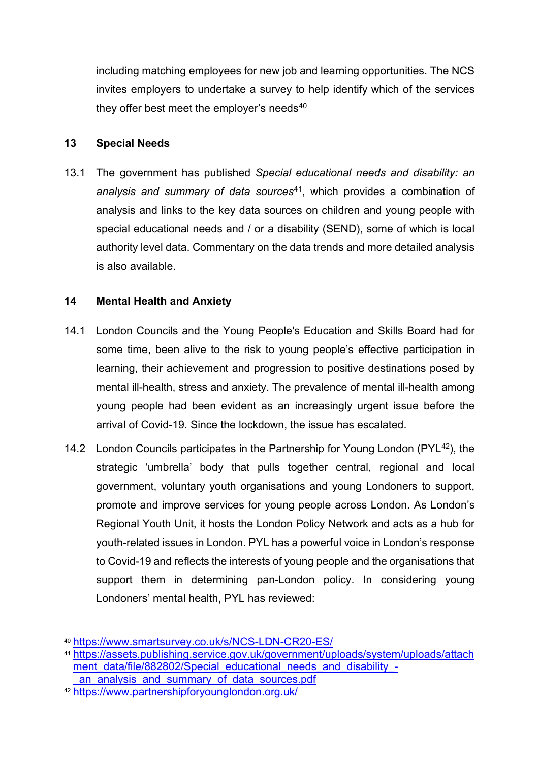including matching employees for new job and learning opportunities. The NCS invites employers to undertake a survey to help identify which of the services they offer best meet the employer's needs[40]

## 13 Special Needs

13.1 The government has published *Special educational needs and disability: an analysis and summary of data sources*[41], which provides a combination of analysis and links to the key data sources on children and young people with special educational needs and / or a disability (SEND), some of which is local authority level data. Commentary on the data trends and more detailed analysis is also available.

## 14 Mental Health and Anxiety

14.1 London Councils and the Young People's Education and Skills Board had for some time, been alive to the risk to young people's effective participation in learning, their achievement and progression to positive destinations posed by mental ill-health, stress and anxiety. The prevalence of mental ill-health among young people had been evident as an increasingly urgent issue before the arrival of Covid-19. Since the lockdown, the issue has escalated.

14.2 London Councils participates in the Partnership for Young London (PYL[42]), the strategic 'umbrella' body that pulls together central, regional and local government, voluntary youth organisations and young Londoners to support, promote and improve services for young people across London. As London's Regional Youth Unit, it hosts the London Policy Network and acts as a hub for youth-related issues in London. PYL has a powerful voice in London's response to Covid-19 and reflects the interests of young people and the organisations that support them in determining pan-London policy. In considering young Londoners' mental health, PYL has reviewed:

---

[40] https://www.smartsurvey.co.uk/s/NCS-LDN-CR20-ES/

[41] https://assets.publishing.service.gov.uk/government/uploads/system/uploads/attachment_data/file/882802/Special_educational_needs_and_disability_-_an_analysis_and_summary_of_data_sources.pdf

[42] https://www.partnershipforyounglondon.org.uk/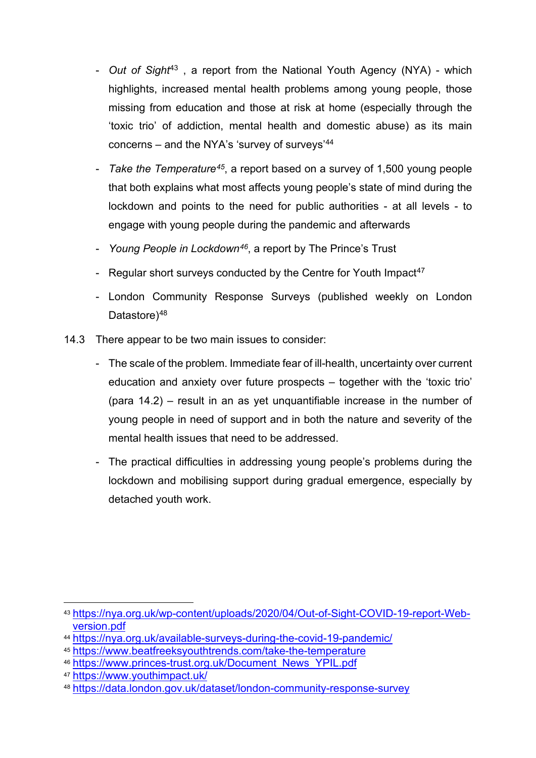- *Out of Sight*[43] , a report from the National Youth Agency (NYA) - which highlights, increased mental health problems among young people, those missing from education and those at risk at home (especially through the 'toxic trio' of addiction, mental health and domestic abuse) as its main concerns – and the NYA's 'survey of surveys'[44]
- *Take the Temperature*[45], a report based on a survey of 1,500 young people that both explains what most affects young people's state of mind during the lockdown and points to the need for public authorities - at all levels - to engage with young people during the pandemic and afterwards
- *Young People in Lockdown*[46], a report by The Prince's Trust
- Regular short surveys conducted by the Centre for Youth Impact[47]
- London Community Response Surveys (published weekly on London Datastore)[48]

14.3 There appear to be two main issues to consider:

- The scale of the problem. Immediate fear of ill-health, uncertainty over current education and anxiety over future prospects – together with the 'toxic trio' (para 14.2) – result in an as yet unquantifiable increase in the number of young people in need of support and in both the nature and severity of the mental health issues that need to be addressed.
- The practical difficulties in addressing young people's problems during the lockdown and mobilising support during gradual emergence, especially by detached youth work.

---

[43] https://nya.org.uk/wp-content/uploads/2020/04/Out-of-Sight-COVID-19-report-Web-version.pdf

[44] https://nya.org.uk/available-surveys-during-the-covid-19-pandemic/

[45] https://www.beatfreeksyouthtrends.com/take-the-temperature

[46] https://www.princes-trust.org.uk/Document_News_YPIL.pdf

[47] https://www.youthimpact.uk/

[48] https://data.london.gov.uk/dataset/london-community-response-survey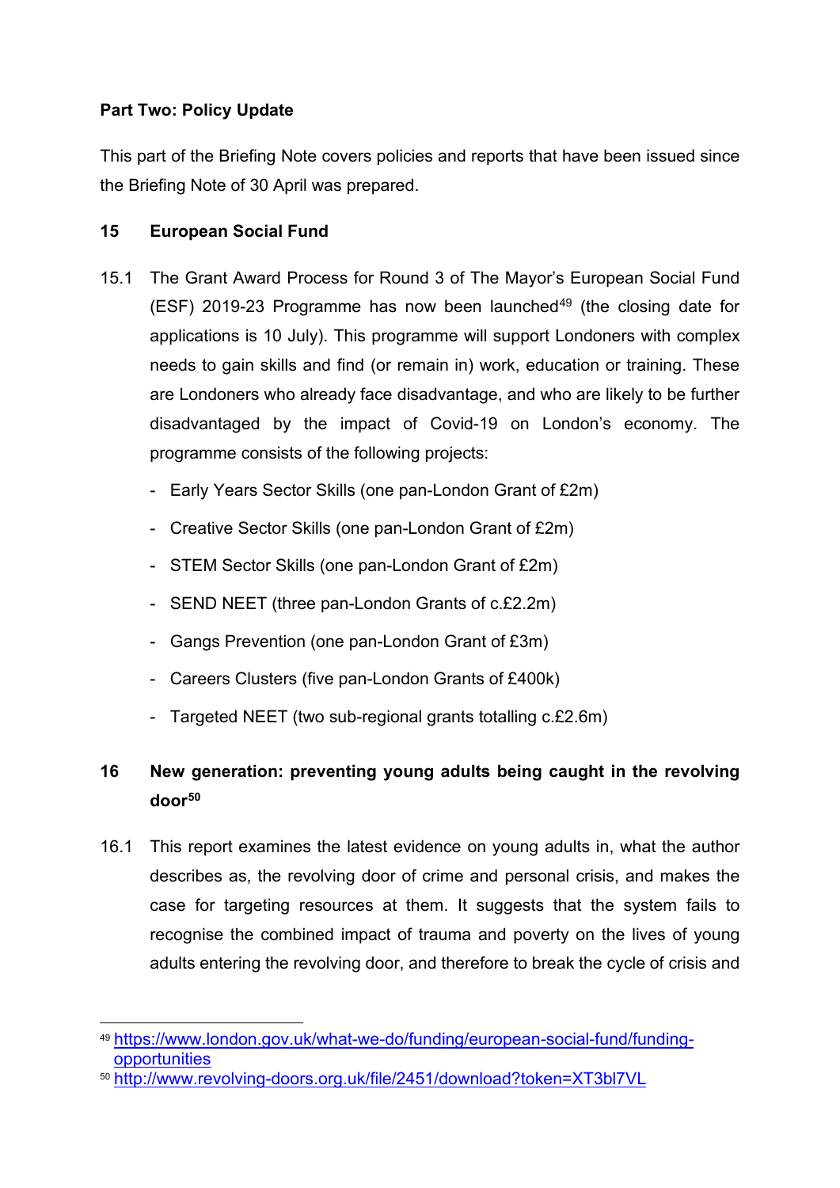**Part Two: Policy Update**

This part of the Briefing Note covers policies and reports that have been issued since the Briefing Note of 30 April was prepared.

## 15 European Social Fund

15.1 The Grant Award Process for Round 3 of The Mayor's European Social Fund (ESF) 2019-23 Programme has now been launched[49] (the closing date for applications is 10 July). This programme will support Londoners with complex needs to gain skills and find (or remain in) work, education or training. These are Londoners who already face disadvantage, and who are likely to be further disadvantaged by the impact of Covid-19 on London's economy. The programme consists of the following projects:

- Early Years Sector Skills (one pan-London Grant of £2m)
- Creative Sector Skills (one pan-London Grant of £2m)
- STEM Sector Skills (one pan-London Grant of £2m)
- SEND NEET (three pan-London Grants of c.£2.2m)
- Gangs Prevention (one pan-London Grant of £3m)
- Careers Clusters (five pan-London Grants of £400k)
- Targeted NEET (two sub-regional grants totalling c.£2.6m)

## 16 New generation: preventing young adults being caught in the revolving door[50]

16.1 This report examines the latest evidence on young adults in, what the author describes as, the revolving door of crime and personal crisis, and makes the case for targeting resources at them. It suggests that the system fails to recognise the combined impact of trauma and poverty on the lives of young adults entering the revolving door, and therefore to break the cycle of crisis and

---

[49] https://www.london.gov.uk/what-we-do/funding/european-social-fund/funding-opportunities

[50] http://www.revolving-doors.org.uk/file/2451/download?token=XT3bl7VL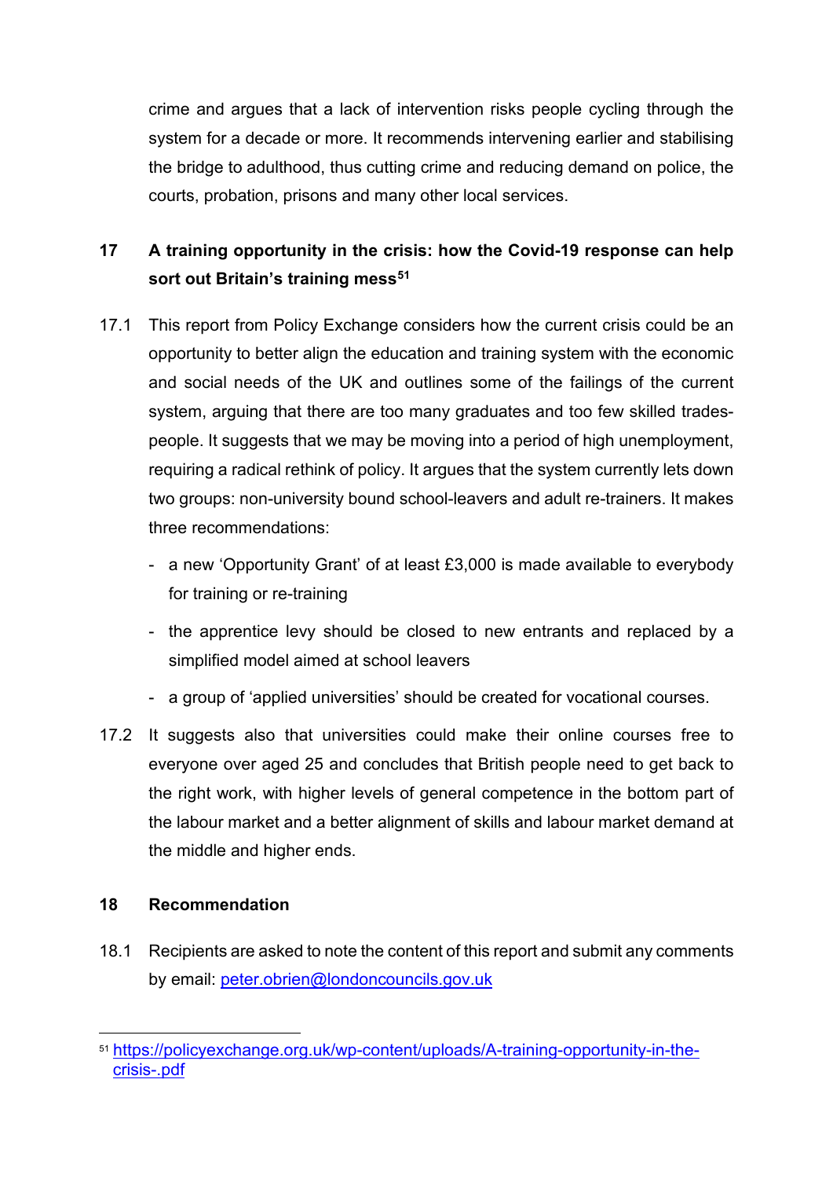crime and argues that a lack of intervention risks people cycling through the system for a decade or more. It recommends intervening earlier and stabilising the bridge to adulthood, thus cutting crime and reducing demand on police, the courts, probation, prisons and many other local services.

## 17 A training opportunity in the crisis: how the Covid-19 response can help sort out Britain's training mess[51]

17.1 This report from Policy Exchange considers how the current crisis could be an opportunity to better align the education and training system with the economic and social needs of the UK and outlines some of the failings of the current system, arguing that there are too many graduates and too few skilled trades-people. It suggests that we may be moving into a period of high unemployment, requiring a radical rethink of policy. It argues that the system currently lets down two groups: non-university bound school-leavers and adult re-trainers. It makes three recommendations:

- a new 'Opportunity Grant' of at least £3,000 is made available to everybody for training or re-training
- the apprentice levy should be closed to new entrants and replaced by a simplified model aimed at school leavers
- a group of 'applied universities' should be created for vocational courses.

17.2 It suggests also that universities could make their online courses free to everyone over aged 25 and concludes that British people need to get back to the right work, with higher levels of general competence in the bottom part of the labour market and a better alignment of skills and labour market demand at the middle and higher ends.

## 18 Recommendation

18.1 Recipients are asked to note the content of this report and submit any comments by email: peter.obrien@londoncouncils.gov.uk

---

[51] https://policyexchange.org.uk/wp-content/uploads/A-training-opportunity-in-the-crisis-.pdf